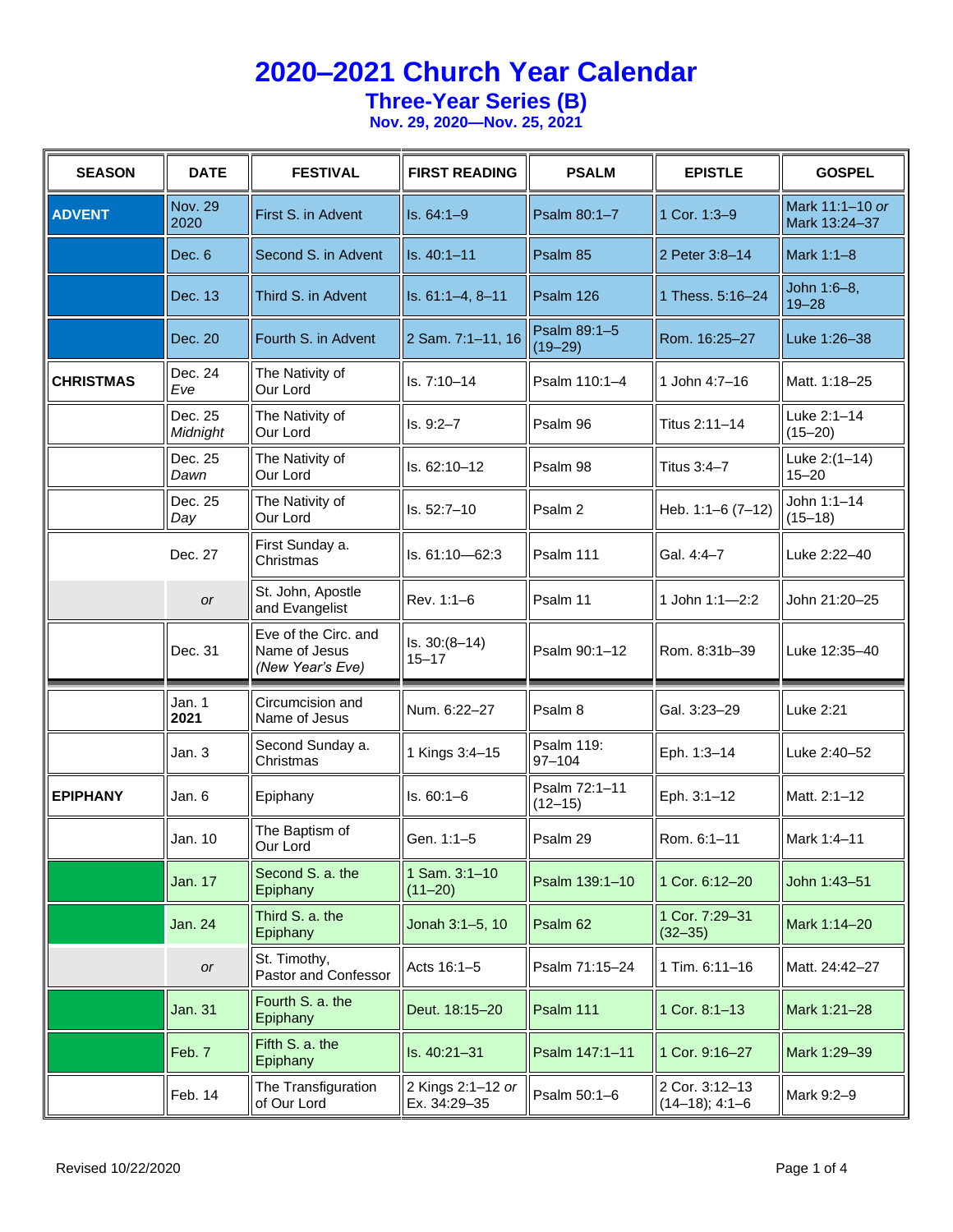# 2020–2021 Church Year Calendar

## Three-Year Series (B)

### Nov. 29, 2020—Nov. 25, 2021

| SEASON | DATE | FESTIVAL | FIRST READING | PSALM | EPISTLE | GOSPEL |
|---|---|---|---|---|---|---|
| ADVENT | Nov. 29 2020 | First S. in Advent | Is. 64:1–9 | Psalm 80:1–7 | 1 Cor. 1:3–9 | Mark 11:1–10 *or* Mark 13:24–37 |
| | Dec. 6 | Second S. in Advent | Is. 40:1–11 | Psalm 85 | 2 Peter 3:8–14 | Mark 1:1–8 |
| | Dec. 13 | Third S. in Advent | Is. 61:1–4, 8–11 | Psalm 126 | 1 Thess. 5:16–24 | John 1:6–8, 19–28 |
| | Dec. 20 | Fourth S. in Advent | 2 Sam. 7:1–11, 16 | Psalm 89:1–5 (19–29) | Rom. 16:25–27 | Luke 1:26–38 |
| CHRISTMAS | Dec. 24 *Eve* | The Nativity of Our Lord | Is. 7:10–14 | Psalm 110:1–4 | 1 John 4:7–16 | Matt. 1:18–25 |
| | Dec. 25 *Midnight* | The Nativity of Our Lord | Is. 9:2–7 | Psalm 96 | Titus 2:11–14 | Luke 2:1–14 (15–20) |
| | Dec. 25 *Dawn* | The Nativity of Our Lord | Is. 62:10–12 | Psalm 98 | Titus 3:4–7 | Luke 2:(1–14) 15–20 |
| | Dec. 25 *Day* | The Nativity of Our Lord | Is. 52:7–10 | Psalm 2 | Heb. 1:1–6 (7–12) | John 1:1–14 (15–18) |
| | Dec. 27 | First Sunday a. Christmas | Is. 61:10—62:3 | Psalm 111 | Gal. 4:4–7 | Luke 2:22–40 |
| | *or* | St. John, Apostle and Evangelist | Rev. 1:1–6 | Psalm 11 | 1 John 1:1—2:2 | John 21:20–25 |
| | Dec. 31 | Eve of the Circ. and Name of Jesus *(New Year's Eve)* | Is. 30:(8–14) 15–17 | Psalm 90:1–12 | Rom. 8:31b–39 | Luke 12:35–40 |
| | Jan. 1 **2021** | Circumcision and Name of Jesus | Num. 6:22–27 | Psalm 8 | Gal. 3:23–29 | Luke 2:21 |
| | Jan. 3 | Second Sunday a. Christmas | 1 Kings 3:4–15 | Psalm 119: 97–104 | Eph. 1:3–14 | Luke 2:40–52 |
| EPIPHANY | Jan. 6 | Epiphany | Is. 60:1–6 | Psalm 72:1–11 (12–15) | Eph. 3:1–12 | Matt. 2:1–12 |
| | Jan. 10 | The Baptism of Our Lord | Gen. 1:1–5 | Psalm 29 | Rom. 6:1–11 | Mark 1:4–11 |
| | Jan. 17 | Second S. a. the Epiphany | 1 Sam. 3:1–10 (11–20) | Psalm 139:1–10 | 1 Cor. 6:12–20 | John 1:43–51 |
| | Jan. 24 | Third S. a. the Epiphany | Jonah 3:1–5, 10 | Psalm 62 | 1 Cor. 7:29–31 (32–35) | Mark 1:14–20 |
| | *or* | St. Timothy, Pastor and Confessor | Acts 16:1–5 | Psalm 71:15–24 | 1 Tim. 6:11–16 | Matt. 24:42–27 |
| | Jan. 31 | Fourth S. a. the Epiphany | Deut. 18:15–20 | Psalm 111 | 1 Cor. 8:1–13 | Mark 1:21–28 |
| | Feb. 7 | Fifth S. a. the Epiphany | Is. 40:21–31 | Psalm 147:1–11 | 1 Cor. 9:16–27 | Mark 1:29–39 |
| | Feb. 14 | The Transfiguration of Our Lord | 2 Kings 2:1–12 *or* Ex. 34:29–35 | Psalm 50:1–6 | 2 Cor. 3:12–13 (14–18); 4:1–6 | Mark 9:2–9 |

Revised 10/22/2020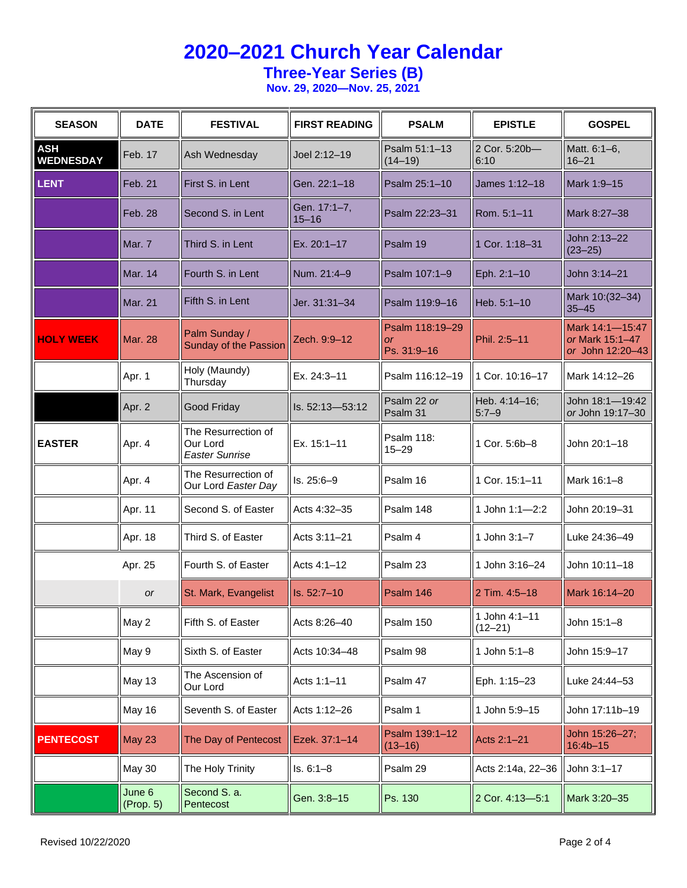# 2020–2021 Church Year Calendar

## Three-Year Series (B)

### Nov. 29, 2020—Nov. 25, 2021

| SEASON | DATE | FESTIVAL | FIRST READING | PSALM | EPISTLE | GOSPEL |
|---|---|---|---|---|---|---|
| **ASH WEDNESDAY** | Feb. 17 | Ash Wednesday | Joel 2:12–19 | Psalm 51:1–13 (14–19) | 2 Cor. 5:20b—6:10 | Matt. 6:1–6, 16–21 |
| **LENT** | Feb. 21 | First S. in Lent | Gen. 22:1–18 | Psalm 25:1–10 | James 1:12–18 | Mark 1:9–15 |
| | Feb. 28 | Second S. in Lent | Gen. 17:1–7, 15–16 | Psalm 22:23–31 | Rom. 5:1–11 | Mark 8:27–38 |
| | Mar. 7 | Third S. in Lent | Ex. 20:1–17 | Psalm 19 | 1 Cor. 1:18–31 | John 2:13–22 (23–25) |
| | Mar. 14 | Fourth S. in Lent | Num. 21:4–9 | Psalm 107:1–9 | Eph. 2:1–10 | John 3:14–21 |
| | Mar. 21 | Fifth S. in Lent | Jer. 31:31–34 | Psalm 119:9–16 | Heb. 5:1–10 | Mark 10:(32–34) 35–45 |
| **HOLY WEEK** | Mar. 28 | Palm Sunday / Sunday of the Passion | Zech. 9:9–12 | Psalm 118:19–29 *or* Ps. 31:9–16 | Phil. 2:5–11 | Mark 14:1—15:47 *or* Mark 15:1–47 *or* John 12:20–43 |
| | Apr. 1 | Holy (Maundy) Thursday | Ex. 24:3–11 | Psalm 116:12–19 | 1 Cor. 10:16–17 | Mark 14:12–26 |
| | Apr. 2 | Good Friday | Is. 52:13—53:12 | Psalm 22 *or* Psalm 31 | Heb. 4:14–16; 5:7–9 | John 18:1—19:42 *or* John 19:17–30 |
| **EASTER** | Apr. 4 | The Resurrection of Our Lord *Easter Sunrise* | Ex. 15:1–11 | Psalm 118: 15–29 | 1 Cor. 5:6b–8 | John 20:1–18 |
| | Apr. 4 | The Resurrection of Our Lord *Easter Day* | Is. 25:6–9 | Psalm 16 | 1 Cor. 15:1–11 | Mark 16:1–8 |
| | Apr. 11 | Second S. of Easter | Acts 4:32–35 | Psalm 148 | 1 John 1:1—2:2 | John 20:19–31 |
| | Apr. 18 | Third S. of Easter | Acts 3:11–21 | Psalm 4 | 1 John 3:1–7 | Luke 24:36–49 |
| | Apr. 25 | Fourth S. of Easter | Acts 4:1–12 | Psalm 23 | 1 John 3:16–24 | John 10:11–18 |
| | *or* | St. Mark, Evangelist | Is. 52:7–10 | Psalm 146 | 2 Tim. 4:5–18 | Mark 16:14–20 |
| | May 2 | Fifth S. of Easter | Acts 8:26–40 | Psalm 150 | 1 John 4:1–11 (12–21) | John 15:1–8 |
| | May 9 | Sixth S. of Easter | Acts 10:34–48 | Psalm 98 | 1 John 5:1–8 | John 15:9–17 |
| | May 13 | The Ascension of Our Lord | Acts 1:1–11 | Psalm 47 | Eph. 1:15–23 | Luke 24:44–53 |
| | May 16 | Seventh S. of Easter | Acts 1:12–26 | Psalm 1 | 1 John 5:9–15 | John 17:11b–19 |
| **PENTECOST** | May 23 | The Day of Pentecost | Ezek. 37:1–14 | Psalm 139:1–12 (13–16) | Acts 2:1–21 | John 15:26–27; 16:4b–15 |
| | May 30 | The Holy Trinity | Is. 6:1–8 | Psalm 29 | Acts 2:14a, 22–36 | John 3:1–17 |
| | June 6 (Prop. 5) | Second S. a. Pentecost | Gen. 3:8–15 | Ps. 130 | 2 Cor. 4:13—5:1 | Mark 3:20–35 |

Revised 10/22/2020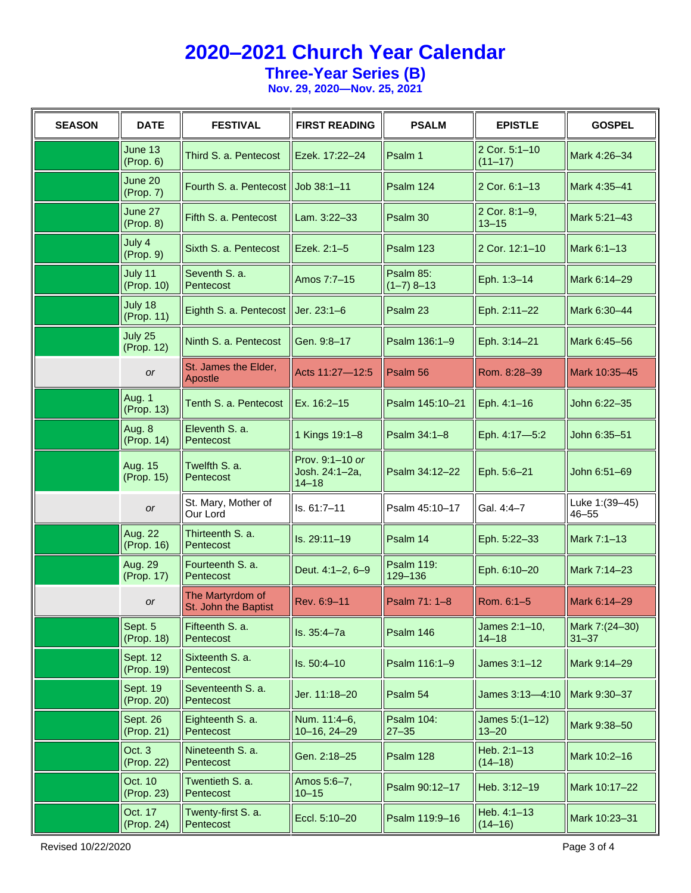# 2020–2021 Church Year Calendar

## Three-Year Series (B)

### Nov. 29, 2020—Nov. 25, 2021

| SEASON | DATE | FESTIVAL | FIRST READING | PSALM | EPISTLE | GOSPEL |
|---|---|---|---|---|---|---|
| | June 13 (Prop. 6) | Third S. a. Pentecost | Ezek. 17:22–24 | Psalm 1 | 2 Cor. 5:1–10 (11–17) | Mark 4:26–34 |
| | June 20 (Prop. 7) | Fourth S. a. Pentecost | Job 38:1–11 | Psalm 124 | 2 Cor. 6:1–13 | Mark 4:35–41 |
| | June 27 (Prop. 8) | Fifth S. a. Pentecost | Lam. 3:22–33 | Psalm 30 | 2 Cor. 8:1–9, 13–15 | Mark 5:21–43 |
| | July 4 (Prop. 9) | Sixth S. a. Pentecost | Ezek. 2:1–5 | Psalm 123 | 2 Cor. 12:1–10 | Mark 6:1–13 |
| | July 11 (Prop. 10) | Seventh S. a. Pentecost | Amos 7:7–15 | Psalm 85: (1–7) 8–13 | Eph. 1:3–14 | Mark 6:14–29 |
| | July 18 (Prop. 11) | Eighth S. a. Pentecost | Jer. 23:1–6 | Psalm 23 | Eph. 2:11–22 | Mark 6:30–44 |
| | July 25 (Prop. 12) | Ninth S. a. Pentecost | Gen. 9:8–17 | Psalm 136:1–9 | Eph. 3:14–21 | Mark 6:45–56 |
| | *or* | St. James the Elder, Apostle | Acts 11:27—12:5 | Psalm 56 | Rom. 8:28–39 | Mark 10:35–45 |
| | Aug. 1 (Prop. 13) | Tenth S. a. Pentecost | Ex. 16:2–15 | Psalm 145:10–21 | Eph. 4:1–16 | John 6:22–35 |
| | Aug. 8 (Prop. 14) | Eleventh S. a. Pentecost | 1 Kings 19:1–8 | Psalm 34:1–8 | Eph. 4:17—5:2 | John 6:35–51 |
| | Aug. 15 (Prop. 15) | Twelfth S. a. Pentecost | Prov. 9:1–10 *or* Josh. 24:1–2a, 14–18 | Psalm 34:12–22 | Eph. 5:6–21 | John 6:51–69 |
| | *or* | St. Mary, Mother of Our Lord | Is. 61:7–11 | Psalm 45:10–17 | Gal. 4:4–7 | Luke 1:(39–45) 46–55 |
| | Aug. 22 (Prop. 16) | Thirteenth S. a. Pentecost | Is. 29:11–19 | Psalm 14 | Eph. 5:22–33 | Mark 7:1–13 |
| | Aug. 29 (Prop. 17) | Fourteenth S. a. Pentecost | Deut. 4:1–2, 6–9 | Psalm 119: 129–136 | Eph. 6:10–20 | Mark 7:14–23 |
| | *or* | The Martyrdom of St. John the Baptist | Rev. 6:9–11 | Psalm 71: 1–8 | Rom. 6:1–5 | Mark 6:14–29 |
| | Sept. 5 (Prop. 18) | Fifteenth S. a. Pentecost | Is. 35:4–7a | Psalm 146 | James 2:1–10, 14–18 | Mark 7:(24–30) 31–37 |
| | Sept. 12 (Prop. 19) | Sixteenth S. a. Pentecost | Is. 50:4–10 | Psalm 116:1–9 | James 3:1–12 | Mark 9:14–29 |
| | Sept. 19 (Prop. 20) | Seventeenth S. a. Pentecost | Jer. 11:18–20 | Psalm 54 | James 3:13—4:10 | Mark 9:30–37 |
| | Sept. 26 (Prop. 21) | Eighteenth S. a. Pentecost | Num. 11:4–6, 10–16, 24–29 | Psalm 104: 27–35 | James 5:(1–12) 13–20 | Mark 9:38–50 |
| | Oct. 3 (Prop. 22) | Nineteenth S. a. Pentecost | Gen. 2:18–25 | Psalm 128 | Heb. 2:1–13 (14–18) | Mark 10:2–16 |
| | Oct. 10 (Prop. 23) | Twentieth S. a. Pentecost | Amos 5:6–7, 10–15 | Psalm 90:12–17 | Heb. 3:12–19 | Mark 10:17–22 |
| | Oct. 17 (Prop. 24) | Twenty-first S. a. Pentecost | Eccl. 5:10–20 | Psalm 119:9–16 | Heb. 4:1–13 (14–16) | Mark 10:23–31 |

Revised 10/22/2020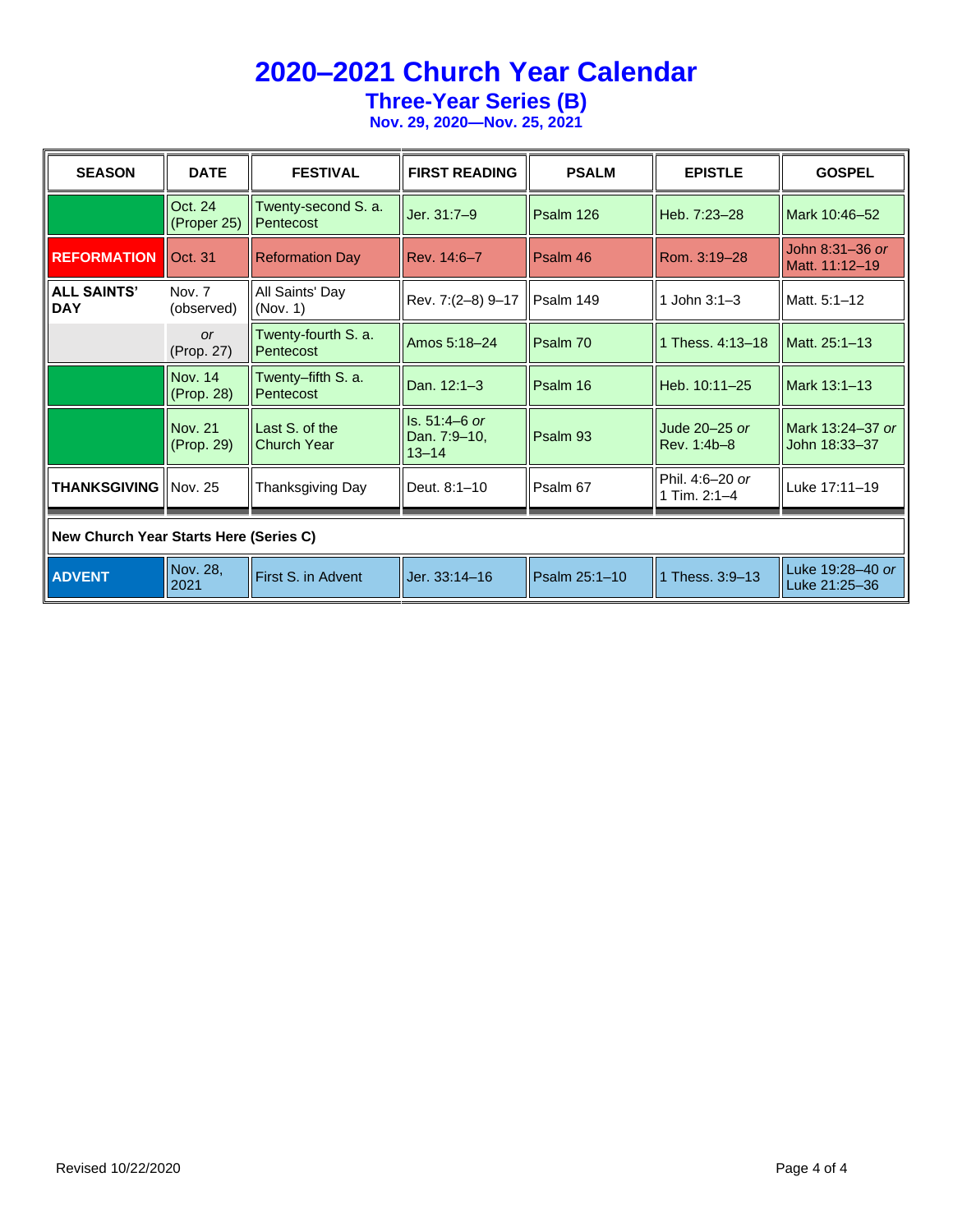# 2020–2021 Church Year Calendar

## Three-Year Series (B)

### Nov. 29, 2020—Nov. 25, 2021

| SEASON | DATE | FESTIVAL | FIRST READING | PSALM | EPISTLE | GOSPEL |
|---|---|---|---|---|---|---|
| | Oct. 24 (Proper 25) | Twenty-second S. a. Pentecost | Jer. 31:7–9 | Psalm 126 | Heb. 7:23–28 | Mark 10:46–52 |
| **REFORMATION** | Oct. 31 | Reformation Day | Rev. 14:6–7 | Psalm 46 | Rom. 3:19–28 | John 8:31–36 *or* Matt. 11:12–19 |
| **ALL SAINTS' DAY** | Nov. 7 (observed) | All Saints' Day (Nov. 1) | Rev. 7:(2–8) 9–17 | Psalm 149 | 1 John 3:1–3 | Matt. 5:1–12 |
| | *or* (Prop. 27) | Twenty-fourth S. a. Pentecost | Amos 5:18–24 | Psalm 70 | 1 Thess. 4:13–18 | Matt. 25:1–13 |
| | Nov. 14 (Prop. 28) | Twenty–fifth S. a. Pentecost | Dan. 12:1–3 | Psalm 16 | Heb. 10:11–25 | Mark 13:1–13 |
| | Nov. 21 (Prop. 29) | Last S. of the Church Year | Is. 51:4–6 *or* Dan. 7:9–10, 13–14 | Psalm 93 | Jude 20–25 *or* Rev. 1:4b–8 | Mark 13:24–37 *or* John 18:33–37 |
| **THANKSGIVING** | Nov. 25 | Thanksgiving Day | Deut. 8:1–10 | Psalm 67 | Phil. 4:6–20 *or* 1 Tim. 2:1–4 | Luke 17:11–19 |
| **New Church Year Starts Here (Series C)** | | | | | | |
| **ADVENT** | Nov. 28, 2021 | First S. in Advent | Jer. 33:14–16 | Psalm 25:1–10 | 1 Thess. 3:9–13 | Luke 19:28–40 *or* Luke 21:25–36 |

Revised 10/22/2020